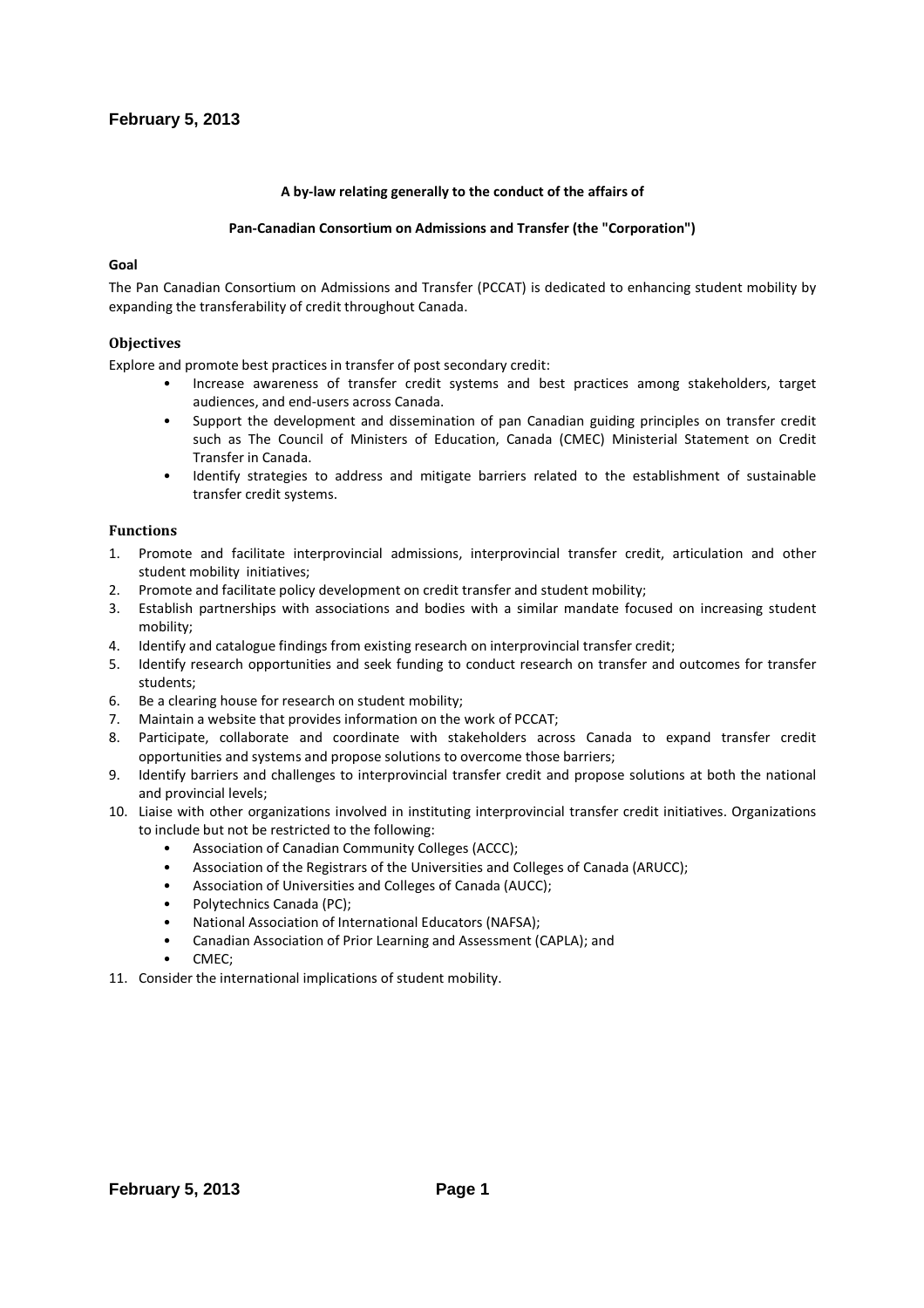**A by-law relating generally to the conduct of the affairs of**

**Pan-Canadian Consortium on Admissions and Transfer (the "Corporation")**

## Goal

The Pan Canadian Consortium on Admissions and Transfer (PCCAT) is dedicated to enhancing student mobility by expanding the transferability of credit throughout Canada.

## Objectives

Explore and promote best practices in transfer of post secondary credit:

- Increase awareness of transfer credit systems and best practices among stakeholders, target audiences, and end-users across Canada.
- Support the development and dissemination of pan Canadian guiding principles on transfer credit such as The Council of Ministers of Education, Canada (CMEC) Ministerial Statement on Credit Transfer in Canada.
- Identify strategies to address and mitigate barriers related to the establishment of sustainable transfer credit systems.

## Functions

1. Promote and facilitate interprovincial admissions, interprovincial transfer credit, articulation and other student mobility initiatives;
2. Promote and facilitate policy development on credit transfer and student mobility;
3. Establish partnerships with associations and bodies with a similar mandate focused on increasing student mobility;
4. Identify and catalogue findings from existing research on interprovincial transfer credit;
5. Identify research opportunities and seek funding to conduct research on transfer and outcomes for transfer students;
6. Be a clearing house for research on student mobility;
7. Maintain a website that provides information on the work of PCCAT;
8. Participate, collaborate and coordinate with stakeholders across Canada to expand transfer credit opportunities and systems and propose solutions to overcome those barriers;
9. Identify barriers and challenges to interprovincial transfer credit and propose solutions at both the national and provincial levels;
10. Liaise with other organizations involved in instituting interprovincial transfer credit initiatives. Organizations to include but not be restricted to the following:
    - Association of Canadian Community Colleges (ACCC);
    - Association of the Registrars of the Universities and Colleges of Canada (ARUCC);
    - Association of Universities and Colleges of Canada (AUCC);
    - Polytechnics Canada (PC);
    - National Association of International Educators (NAFSA);
    - Canadian Association of Prior Learning and Assessment (CAPLA); and
    - CMEC;
11. Consider the international implications of student mobility.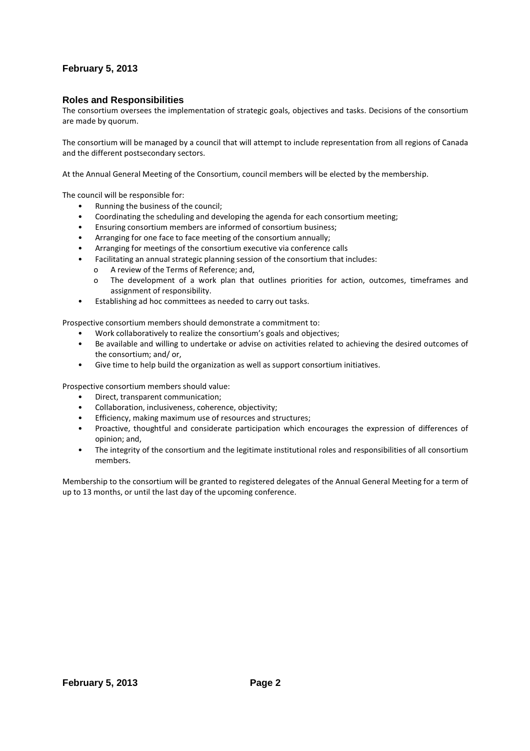## Roles and Responsibilities

The consortium oversees the implementation of strategic goals, objectives and tasks. Decisions of the consortium are made by quorum.

The consortium will be managed by a council that will attempt to include representation from all regions of Canada and the different postsecondary sectors.

At the Annual General Meeting of the Consortium, council members will be elected by the membership.

The council will be responsible for:

- Running the business of the council;
- Coordinating the scheduling and developing the agenda for each consortium meeting;
- Ensuring consortium members are informed of consortium business;
- Arranging for one face to face meeting of the consortium annually;
- Arranging for meetings of the consortium executive via conference calls
- Facilitating an annual strategic planning session of the consortium that includes:
  - A review of the Terms of Reference; and,
  - The development of a work plan that outlines priorities for action, outcomes, timeframes and assignment of responsibility.
- Establishing ad hoc committees as needed to carry out tasks.

Prospective consortium members should demonstrate a commitment to:

- Work collaboratively to realize the consortium's goals and objectives;
- Be available and willing to undertake or advise on activities related to achieving the desired outcomes of the consortium; and/ or,
- Give time to help build the organization as well as support consortium initiatives.

Prospective consortium members should value:

- Direct, transparent communication;
- Collaboration, inclusiveness, coherence, objectivity;
- Efficiency, making maximum use of resources and structures;
- Proactive, thoughtful and considerate participation which encourages the expression of differences of opinion; and,
- The integrity of the consortium and the legitimate institutional roles and responsibilities of all consortium members.

Membership to the consortium will be granted to registered delegates of the Annual General Meeting for a term of up to 13 months, or until the last day of the upcoming conference.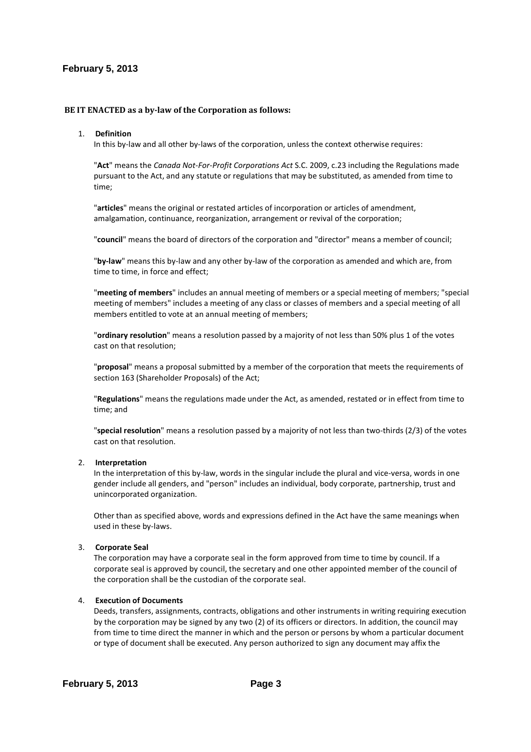**BE IT ENACTED as a by-law of the Corporation as follows:**

1. **Definition**

   In this by-law and all other by-laws of the corporation, unless the context otherwise requires:

   "**Act**" means the *Canada Not-For-Profit Corporations Act* S.C. 2009, c.23 including the Regulations made pursuant to the Act, and any statute or regulations that may be substituted, as amended from time to time;

   "**articles**" means the original or restated articles of incorporation or articles of amendment, amalgamation, continuance, reorganization, arrangement or revival of the corporation;

   "**council**" means the board of directors of the corporation and "director" means a member of council;

   "**by-law**" means this by-law and any other by-law of the corporation as amended and which are, from time to time, in force and effect;

   "**meeting of members**" includes an annual meeting of members or a special meeting of members; "special meeting of members" includes a meeting of any class or classes of members and a special meeting of all members entitled to vote at an annual meeting of members;

   "**ordinary resolution**" means a resolution passed by a majority of not less than 50% plus 1 of the votes cast on that resolution;

   "**proposal**" means a proposal submitted by a member of the corporation that meets the requirements of section 163 (Shareholder Proposals) of the Act;

   "**Regulations**" means the regulations made under the Act, as amended, restated or in effect from time to time; and

   "**special resolution**" means a resolution passed by a majority of not less than two-thirds (2/3) of the votes cast on that resolution.

2. **Interpretation**

   In the interpretation of this by-law, words in the singular include the plural and vice-versa, words in one gender include all genders, and "person" includes an individual, body corporate, partnership, trust and unincorporated organization.

   Other than as specified above, words and expressions defined in the Act have the same meanings when used in these by-laws.

3. **Corporate Seal**

   The corporation may have a corporate seal in the form approved from time to time by council. If a corporate seal is approved by council, the secretary and one other appointed member of the council of the corporation shall be the custodian of the corporate seal.

4. **Execution of Documents**

   Deeds, transfers, assignments, contracts, obligations and other instruments in writing requiring execution by the corporation may be signed by any two (2) of its officers or directors. In addition, the council may from time to time direct the manner in which and the person or persons by whom a particular document or type of document shall be executed. Any person authorized to sign any document may affix the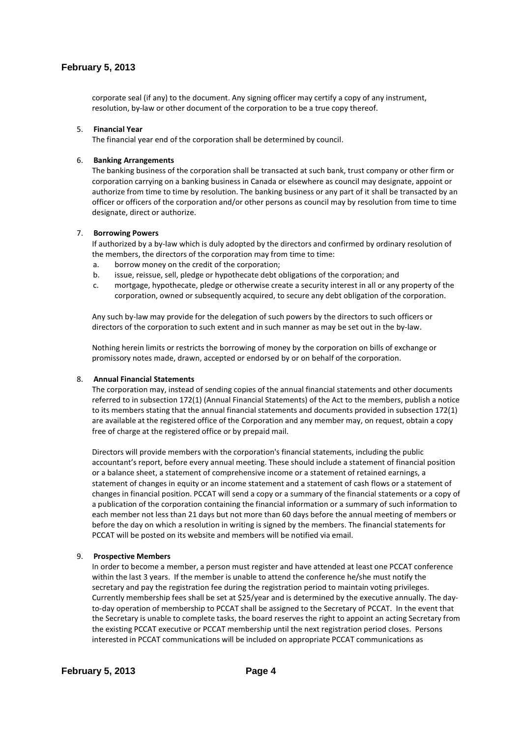corporate seal (if any) to the document. Any signing officer may certify a copy of any instrument, resolution, by-law or other document of the corporation to be a true copy thereof.

5. **Financial Year**

   The financial year end of the corporation shall be determined by council.

6. **Banking Arrangements**

   The banking business of the corporation shall be transacted at such bank, trust company or other firm or corporation carrying on a banking business in Canada or elsewhere as council may designate, appoint or authorize from time to time by resolution. The banking business or any part of it shall be transacted by an officer or officers of the corporation and/or other persons as council may by resolution from time to time designate, direct or authorize.

7. **Borrowing Powers**

   If authorized by a by-law which is duly adopted by the directors and confirmed by ordinary resolution of the members, the directors of the corporation may from time to time:

   a. borrow money on the credit of the corporation;
   b. issue, reissue, sell, pledge or hypothecate debt obligations of the corporation; and
   c. mortgage, hypothecate, pledge or otherwise create a security interest in all or any property of the corporation, owned or subsequently acquired, to secure any debt obligation of the corporation.

   Any such by-law may provide for the delegation of such powers by the directors to such officers or directors of the corporation to such extent and in such manner as may be set out in the by-law.

   Nothing herein limits or restricts the borrowing of money by the corporation on bills of exchange or promissory notes made, drawn, accepted or endorsed by or on behalf of the corporation.

8. **Annual Financial Statements**

   The corporation may, instead of sending copies of the annual financial statements and other documents referred to in subsection 172(1) (Annual Financial Statements) of the Act to the members, publish a notice to its members stating that the annual financial statements and documents provided in subsection 172(1) are available at the registered office of the Corporation and any member may, on request, obtain a copy free of charge at the registered office or by prepaid mail.

   Directors will provide members with the corporation's financial statements, including the public accountant's report, before every annual meeting. These should include a statement of financial position or a balance sheet, a statement of comprehensive income or a statement of retained earnings, a statement of changes in equity or an income statement and a statement of cash flows or a statement of changes in financial position. PCCAT will send a copy or a summary of the financial statements or a copy of a publication of the corporation containing the financial information or a summary of such information to each member not less than 21 days but not more than 60 days before the annual meeting of members or before the day on which a resolution in writing is signed by the members. The financial statements for PCCAT will be posted on its website and members will be notified via email.

9. **Prospective Members**

   In order to become a member, a person must register and have attended at least one PCCAT conference within the last 3 years. If the member is unable to attend the conference he/she must notify the secretary and pay the registration fee during the registration period to maintain voting privileges. Currently membership fees shall be set at $25/year and is determined by the executive annually. The day-to-day operation of membership to PCCAT shall be assigned to the Secretary of PCCAT. In the event that the Secretary is unable to complete tasks, the board reserves the right to appoint an acting Secretary from the existing PCCAT executive or PCCAT membership until the next registration period closes. Persons interested in PCCAT communications will be included on appropriate PCCAT communications as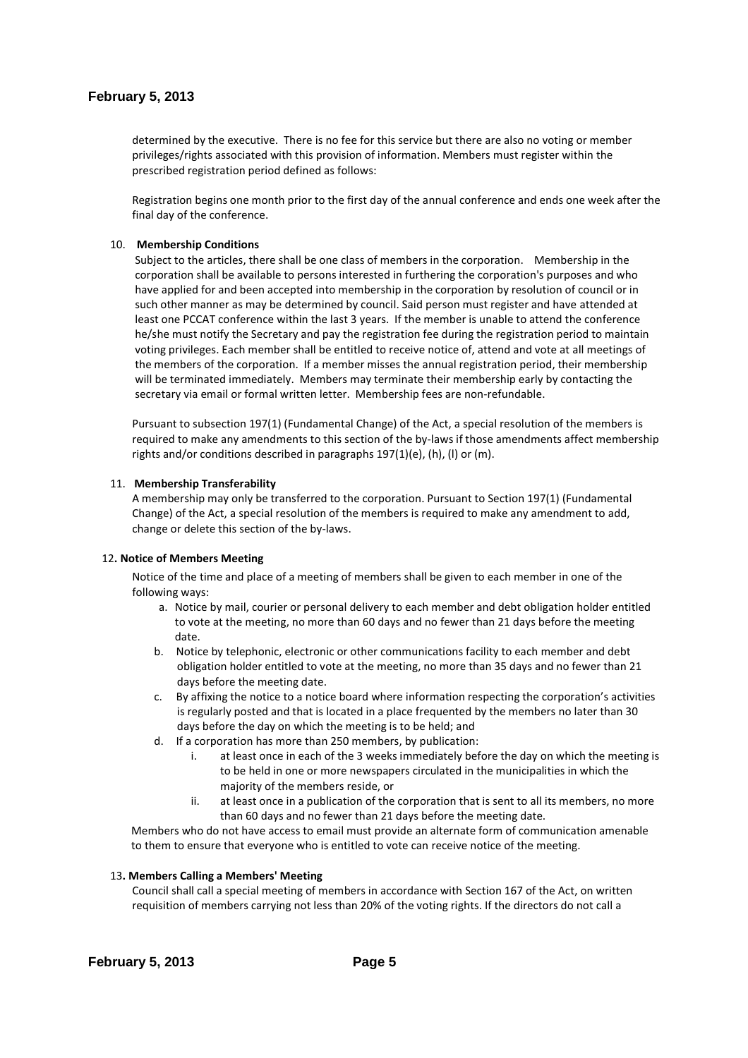determined by the executive. There is no fee for this service but there are also no voting or member privileges/rights associated with this provision of information. Members must register within the prescribed registration period defined as follows:

Registration begins one month prior to the first day of the annual conference and ends one week after the final day of the conference.

10. **Membership Conditions**

Subject to the articles, there shall be one class of members in the corporation. Membership in the corporation shall be available to persons interested in furthering the corporation's purposes and who have applied for and been accepted into membership in the corporation by resolution of council or in such other manner as may be determined by council. Said person must register and have attended at least one PCCAT conference within the last 3 years. If the member is unable to attend the conference he/she must notify the Secretary and pay the registration fee during the registration period to maintain voting privileges. Each member shall be entitled to receive notice of, attend and vote at all meetings of the members of the corporation. If a member misses the annual registration period, their membership will be terminated immediately. Members may terminate their membership early by contacting the secretary via email or formal written letter. Membership fees are non-refundable.

Pursuant to subsection 197(1) (Fundamental Change) of the Act, a special resolution of the members is required to make any amendments to this section of the by-laws if those amendments affect membership rights and/or conditions described in paragraphs 197(1)(e), (h), (l) or (m).

11. **Membership Transferability**

A membership may only be transferred to the corporation. Pursuant to Section 197(1) (Fundamental Change) of the Act, a special resolution of the members is required to make any amendment to add, change or delete this section of the by-laws.

12. **Notice of Members Meeting**

Notice of the time and place of a meeting of members shall be given to each member in one of the following ways:

a. Notice by mail, courier or personal delivery to each member and debt obligation holder entitled to vote at the meeting, no more than 60 days and no fewer than 21 days before the meeting date.
b. Notice by telephonic, electronic or other communications facility to each member and debt obligation holder entitled to vote at the meeting, no more than 35 days and no fewer than 21 days before the meeting date.
c. By affixing the notice to a notice board where information respecting the corporation's activities is regularly posted and that is located in a place frequented by the members no later than 30 days before the day on which the meeting is to be held; and
d. If a corporation has more than 250 members, by publication:
   i. at least once in each of the 3 weeks immediately before the day on which the meeting is to be held in one or more newspapers circulated in the municipalities in which the majority of the members reside, or
   ii. at least once in a publication of the corporation that is sent to all its members, no more than 60 days and no fewer than 21 days before the meeting date.

Members who do not have access to email must provide an alternate form of communication amenable to them to ensure that everyone who is entitled to vote can receive notice of the meeting.

13. **Members Calling a Members' Meeting**

Council shall call a special meeting of members in accordance with Section 167 of the Act, on written requisition of members carrying not less than 20% of the voting rights. If the directors do not call a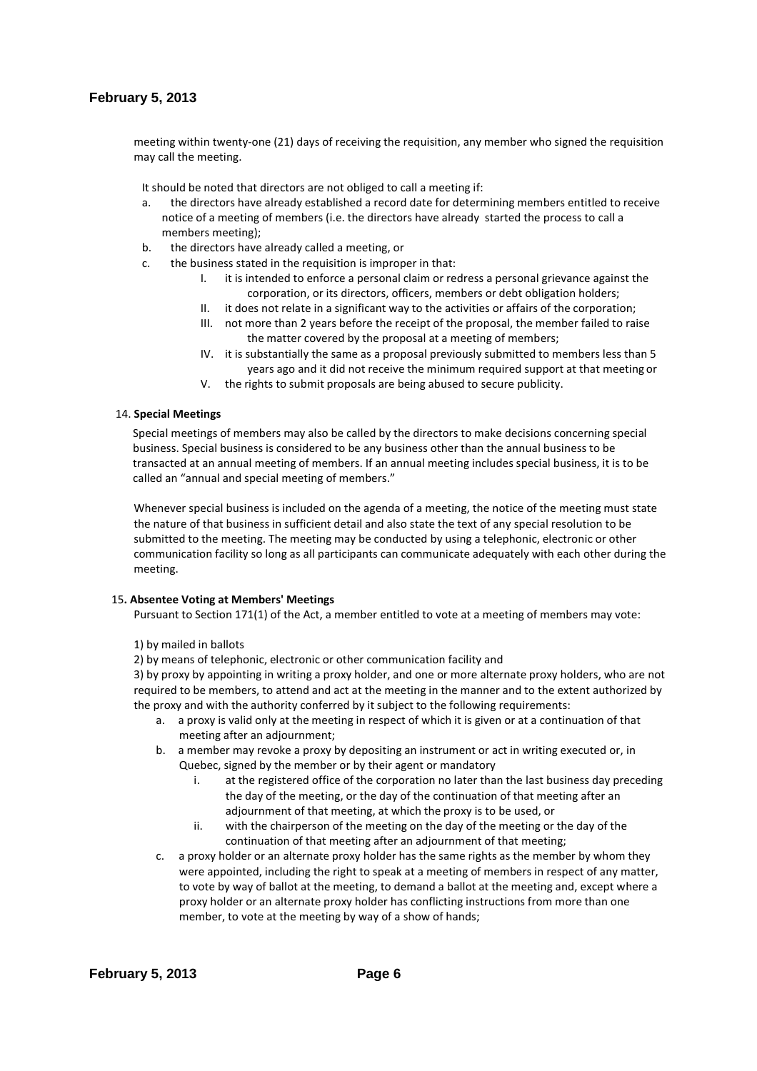meeting within twenty-one (21) days of receiving the requisition, any member who signed the requisition may call the meeting.

It should be noted that directors are not obliged to call a meeting if:

a. the directors have already established a record date for determining members entitled to receive notice of a meeting of members (i.e. the directors have already started the process to call a members meeting);
b. the directors have already called a meeting, or
c. the business stated in the requisition is improper in that:
   - I. it is intended to enforce a personal claim or redress a personal grievance against the corporation, or its directors, officers, members or debt obligation holders;
   - II. it does not relate in a significant way to the activities or affairs of the corporation;
   - III. not more than 2 years before the receipt of the proposal, the member failed to raise the matter covered by the proposal at a meeting of members;
   - IV. it is substantially the same as a proposal previously submitted to members less than 5 years ago and it did not receive the minimum required support at that meeting or
   - V. the rights to submit proposals are being abused to secure publicity.

14. **Special Meetings**

Special meetings of members may also be called by the directors to make decisions concerning special business. Special business is considered to be any business other than the annual business to be transacted at an annual meeting of members. If an annual meeting includes special business, it is to be called an "annual and special meeting of members."

Whenever special business is included on the agenda of a meeting, the notice of the meeting must state the nature of that business in sufficient detail and also state the text of any special resolution to be submitted to the meeting. The meeting may be conducted by using a telephonic, electronic or other communication facility so long as all participants can communicate adequately with each other during the meeting.

15**. Absentee Voting at Members' Meetings**

Pursuant to Section 171(1) of the Act, a member entitled to vote at a meeting of members may vote:

1) by mailed in ballots

2) by means of telephonic, electronic or other communication facility and

3) by proxy by appointing in writing a proxy holder, and one or more alternate proxy holders, who are not required to be members, to attend and act at the meeting in the manner and to the extent authorized by the proxy and with the authority conferred by it subject to the following requirements:

a. a proxy is valid only at the meeting in respect of which it is given or at a continuation of that meeting after an adjournment;
b. a member may revoke a proxy by depositing an instrument or act in writing executed or, in Quebec, signed by the member or by their agent or mandatory
   - i. at the registered office of the corporation no later than the last business day preceding the day of the meeting, or the day of the continuation of that meeting after an adjournment of that meeting, at which the proxy is to be used, or
   - ii. with the chairperson of the meeting on the day of the meeting or the day of the continuation of that meeting after an adjournment of that meeting;
c. a proxy holder or an alternate proxy holder has the same rights as the member by whom they were appointed, including the right to speak at a meeting of members in respect of any matter, to vote by way of ballot at the meeting, to demand a ballot at the meeting and, except where a proxy holder or an alternate proxy holder has conflicting instructions from more than one member, to vote at the meeting by way of a show of hands;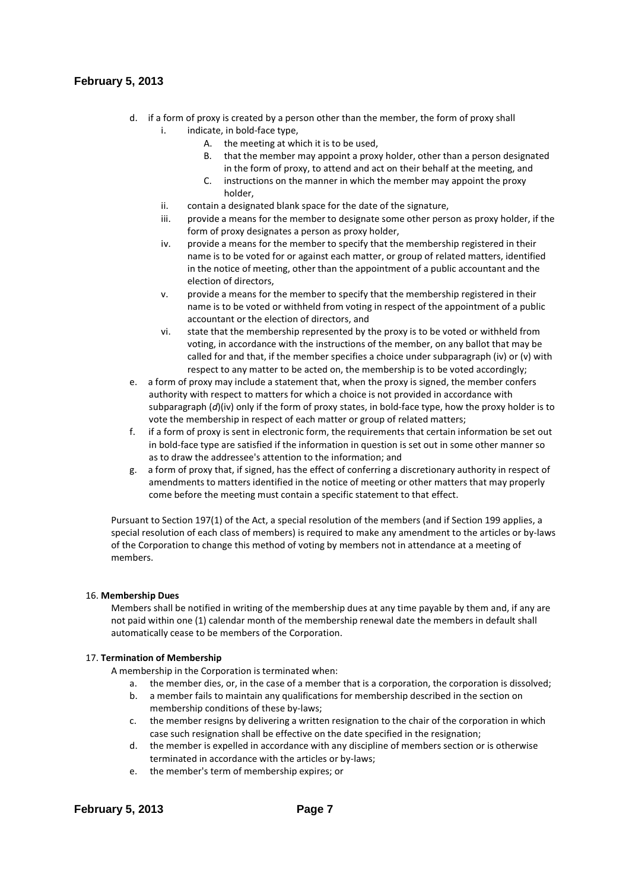d. if a form of proxy is created by a person other than the member, the form of proxy shall
   i. indicate, in bold-face type,
      A. the meeting at which it is to be used,
      B. that the member may appoint a proxy holder, other than a person designated in the form of proxy, to attend and act on their behalf at the meeting, and
      C. instructions on the manner in which the member may appoint the proxy holder,
   ii. contain a designated blank space for the date of the signature,
   iii. provide a means for the member to designate some other person as proxy holder, if the form of proxy designates a person as proxy holder,
   iv. provide a means for the member to specify that the membership registered in their name is to be voted for or against each matter, or group of related matters, identified in the notice of meeting, other than the appointment of a public accountant and the election of directors,
   v. provide a means for the member to specify that the membership registered in their name is to be voted or withheld from voting in respect of the appointment of a public accountant or the election of directors, and
   vi. state that the membership represented by the proxy is to be voted or withheld from voting, in accordance with the instructions of the member, on any ballot that may be called for and that, if the member specifies a choice under subparagraph (iv) or (v) with respect to any matter to be acted on, the membership is to be voted accordingly;

e. a form of proxy may include a statement that, when the proxy is signed, the member confers authority with respect to matters for which a choice is not provided in accordance with subparagraph (*d*)(iv) only if the form of proxy states, in bold-face type, how the proxy holder is to vote the membership in respect of each matter or group of related matters;

f. if a form of proxy is sent in electronic form, the requirements that certain information be set out in bold-face type are satisfied if the information in question is set out in some other manner so as to draw the addressee's attention to the information; and

g. a form of proxy that, if signed, has the effect of conferring a discretionary authority in respect of amendments to matters identified in the notice of meeting or other matters that may properly come before the meeting must contain a specific statement to that effect.

Pursuant to Section 197(1) of the Act, a special resolution of the members (and if Section 199 applies, a special resolution of each class of members) is required to make any amendment to the articles or by-laws of the Corporation to change this method of voting by members not in attendance at a meeting of members.

16. **Membership Dues**

Members shall be notified in writing of the membership dues at any time payable by them and, if any are not paid within one (1) calendar month of the membership renewal date the members in default shall automatically cease to be members of the Corporation.

17. **Termination of Membership**

A membership in the Corporation is terminated when:

a. the member dies, or, in the case of a member that is a corporation, the corporation is dissolved;
b. a member fails to maintain any qualifications for membership described in the section on membership conditions of these by-laws;
c. the member resigns by delivering a written resignation to the chair of the corporation in which case such resignation shall be effective on the date specified in the resignation;
d. the member is expelled in accordance with any discipline of members section or is otherwise terminated in accordance with the articles or by-laws;
e. the member's term of membership expires; or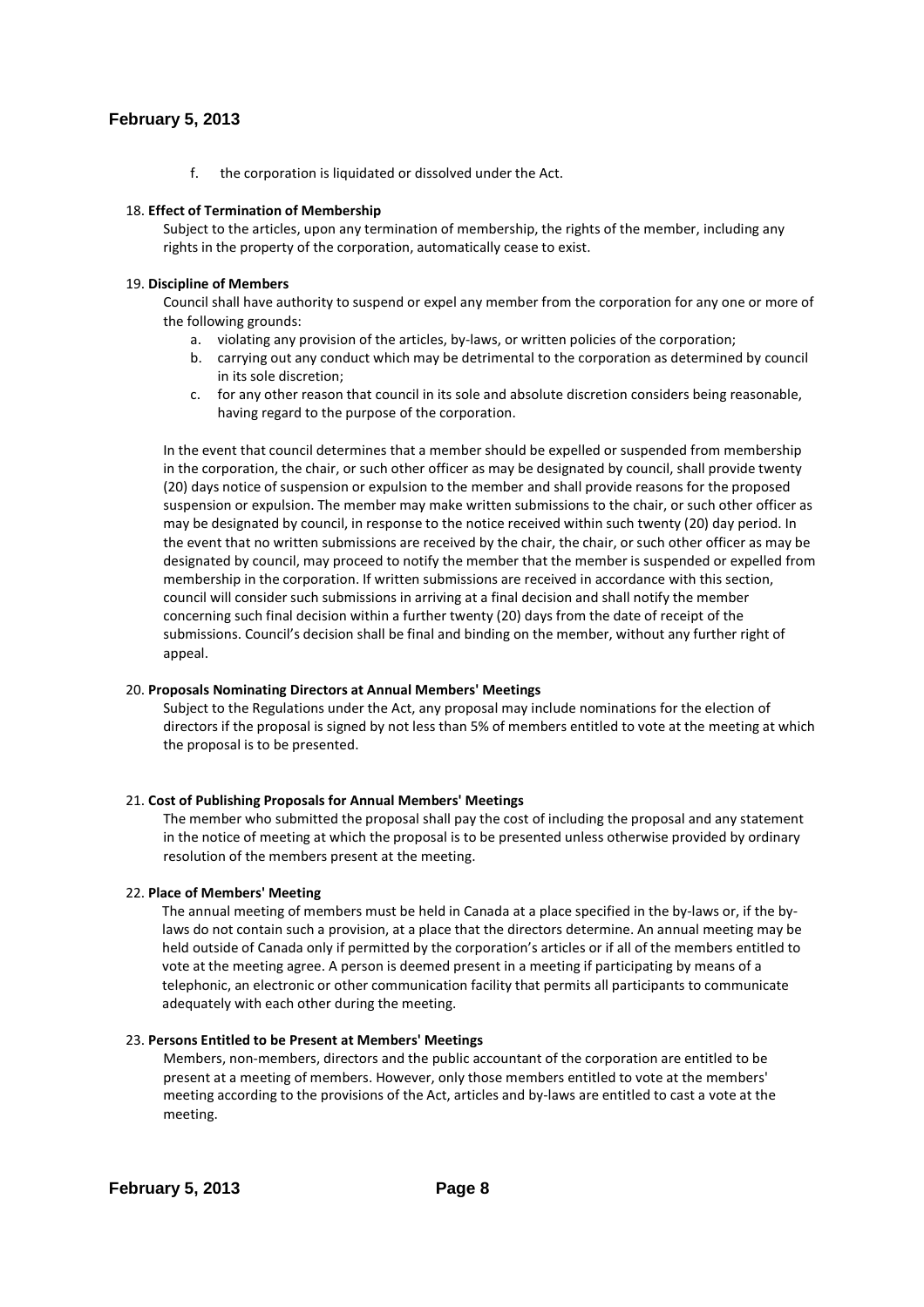f. the corporation is liquidated or dissolved under the Act.

18. **Effect of Termination of Membership**

Subject to the articles, upon any termination of membership, the rights of the member, including any rights in the property of the corporation, automatically cease to exist.

19. **Discipline of Members**

Council shall have authority to suspend or expel any member from the corporation for any one or more of the following grounds:

a. violating any provision of the articles, by-laws, or written policies of the corporation;
b. carrying out any conduct which may be detrimental to the corporation as determined by council in its sole discretion;
c. for any other reason that council in its sole and absolute discretion considers being reasonable, having regard to the purpose of the corporation.

In the event that council determines that a member should be expelled or suspended from membership in the corporation, the chair, or such other officer as may be designated by council, shall provide twenty (20) days notice of suspension or expulsion to the member and shall provide reasons for the proposed suspension or expulsion. The member may make written submissions to the chair, or such other officer as may be designated by council, in response to the notice received within such twenty (20) day period. In the event that no written submissions are received by the chair, the chair, or such other officer as may be designated by council, may proceed to notify the member that the member is suspended or expelled from membership in the corporation. If written submissions are received in accordance with this section, council will consider such submissions in arriving at a final decision and shall notify the member concerning such final decision within a further twenty (20) days from the date of receipt of the submissions. Council's decision shall be final and binding on the member, without any further right of appeal.

20. **Proposals Nominating Directors at Annual Members' Meetings**

Subject to the Regulations under the Act, any proposal may include nominations for the election of directors if the proposal is signed by not less than 5% of members entitled to vote at the meeting at which the proposal is to be presented.

21. **Cost of Publishing Proposals for Annual Members' Meetings**

The member who submitted the proposal shall pay the cost of including the proposal and any statement in the notice of meeting at which the proposal is to be presented unless otherwise provided by ordinary resolution of the members present at the meeting.

22. **Place of Members' Meeting**

The annual meeting of members must be held in Canada at a place specified in the by-laws or, if the by-laws do not contain such a provision, at a place that the directors determine. An annual meeting may be held outside of Canada only if permitted by the corporation's articles or if all of the members entitled to vote at the meeting agree. A person is deemed present in a meeting if participating by means of a telephonic, an electronic or other communication facility that permits all participants to communicate adequately with each other during the meeting.

23. **Persons Entitled to be Present at Members' Meetings**

Members, non-members, directors and the public accountant of the corporation are entitled to be present at a meeting of members. However, only those members entitled to vote at the members' meeting according to the provisions of the Act, articles and by-laws are entitled to cast a vote at the meeting.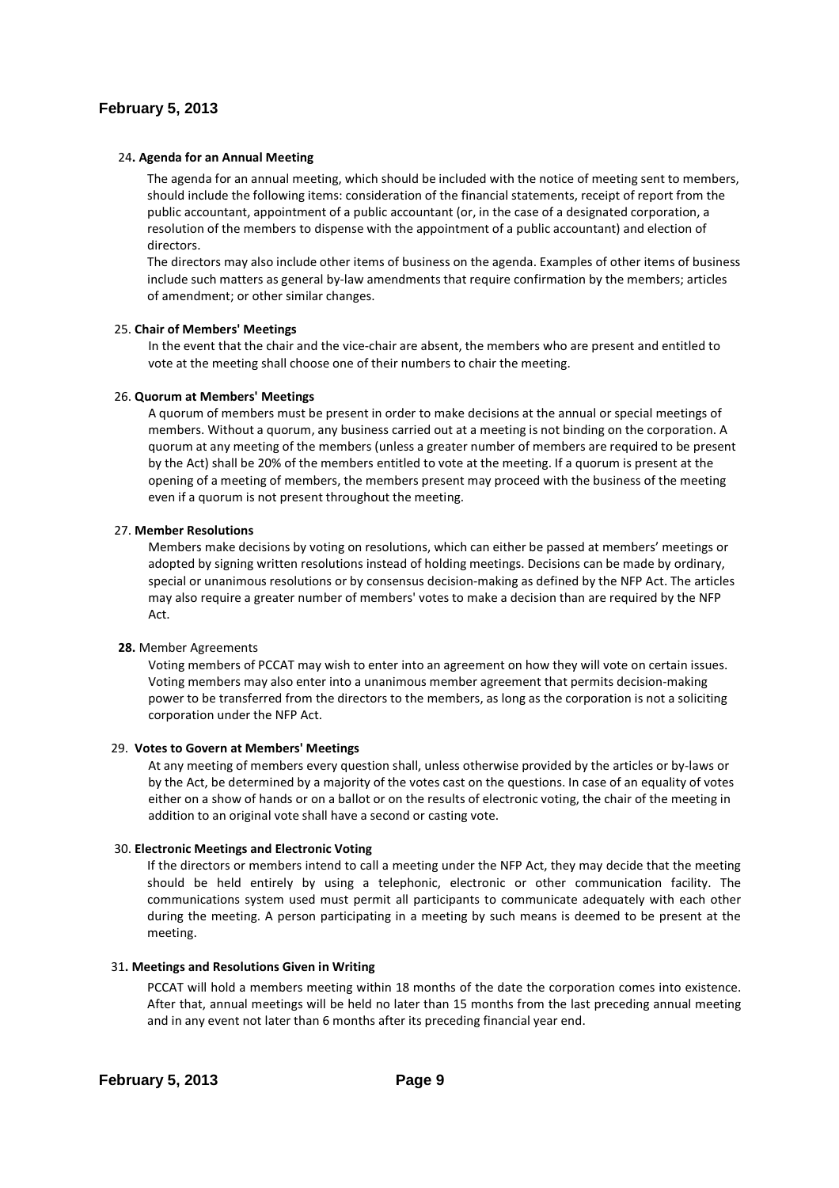**24. Agenda for an Annual Meeting**

The agenda for an annual meeting, which should be included with the notice of meeting sent to members, should include the following items: consideration of the financial statements, receipt of report from the public accountant, appointment of a public accountant (or, in the case of a designated corporation, a resolution of the members to dispense with the appointment of a public accountant) and election of directors.

The directors may also include other items of business on the agenda. Examples of other items of business include such matters as general by-law amendments that require confirmation by the members; articles of amendment; or other similar changes.

**25. Chair of Members' Meetings**

In the event that the chair and the vice-chair are absent, the members who are present and entitled to vote at the meeting shall choose one of their numbers to chair the meeting.

**26. Quorum at Members' Meetings**

A quorum of members must be present in order to make decisions at the annual or special meetings of members. Without a quorum, any business carried out at a meeting is not binding on the corporation. A quorum at any meeting of the members (unless a greater number of members are required to be present by the Act) shall be 20% of the members entitled to vote at the meeting. If a quorum is present at the opening of a meeting of members, the members present may proceed with the business of the meeting even if a quorum is not present throughout the meeting.

**27. Member Resolutions**

Members make decisions by voting on resolutions, which can either be passed at members' meetings or adopted by signing written resolutions instead of holding meetings. Decisions can be made by ordinary, special or unanimous resolutions or by consensus decision-making as defined by the NFP Act. The articles may also require a greater number of members' votes to make a decision than are required by the NFP Act.

**28.** Member Agreements

Voting members of PCCAT may wish to enter into an agreement on how they will vote on certain issues. Voting members may also enter into a unanimous member agreement that permits decision-making power to be transferred from the directors to the members, as long as the corporation is not a soliciting corporation under the NFP Act.

**29. Votes to Govern at Members' Meetings**

At any meeting of members every question shall, unless otherwise provided by the articles or by-laws or by the Act, be determined by a majority of the votes cast on the questions. In case of an equality of votes either on a show of hands or on a ballot or on the results of electronic voting, the chair of the meeting in addition to an original vote shall have a second or casting vote.

**30. Electronic Meetings and Electronic Voting**

If the directors or members intend to call a meeting under the NFP Act, they may decide that the meeting should be held entirely by using a telephonic, electronic or other communication facility. The communications system used must permit all participants to communicate adequately with each other during the meeting. A person participating in a meeting by such means is deemed to be present at the meeting.

**31. Meetings and Resolutions Given in Writing**

PCCAT will hold a members meeting within 18 months of the date the corporation comes into existence. After that, annual meetings will be held no later than 15 months from the last preceding annual meeting and in any event not later than 6 months after its preceding financial year end.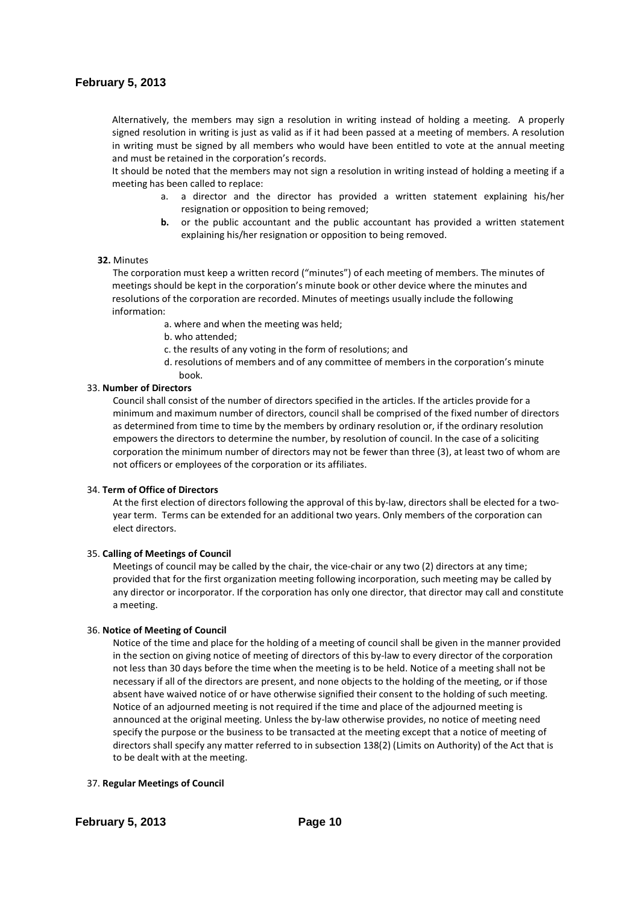Alternatively, the members may sign a resolution in writing instead of holding a meeting. A properly signed resolution in writing is just as valid as if it had been passed at a meeting of members. A resolution in writing must be signed by all members who would have been entitled to vote at the annual meeting and must be retained in the corporation's records.

It should be noted that the members may not sign a resolution in writing instead of holding a meeting if a meeting has been called to replace:

a. a director and the director has provided a written statement explaining his/her resignation or opposition to being removed;

**b.** or the public accountant and the public accountant has provided a written statement explaining his/her resignation or opposition to being removed.

**32.** Minutes

The corporation must keep a written record ("minutes") of each meeting of members. The minutes of meetings should be kept in the corporation's minute book or other device where the minutes and resolutions of the corporation are recorded. Minutes of meetings usually include the following information:

a. where and when the meeting was held;

b. who attended;

c. the results of any voting in the form of resolutions; and

d. resolutions of members and of any committee of members in the corporation's minute book.

33. **Number of Directors**

Council shall consist of the number of directors specified in the articles. If the articles provide for a minimum and maximum number of directors, council shall be comprised of the fixed number of directors as determined from time to time by the members by ordinary resolution or, if the ordinary resolution empowers the directors to determine the number, by resolution of council. In the case of a soliciting corporation the minimum number of directors may not be fewer than three (3), at least two of whom are not officers or employees of the corporation or its affiliates.

34. **Term of Office of Directors**

At the first election of directors following the approval of this by-law, directors shall be elected for a two-year term. Terms can be extended for an additional two years. Only members of the corporation can elect directors.

35. **Calling of Meetings of Council**

Meetings of council may be called by the chair, the vice-chair or any two (2) directors at any time; provided that for the first organization meeting following incorporation, such meeting may be called by any director or incorporator. If the corporation has only one director, that director may call and constitute a meeting.

36. **Notice of Meeting of Council**

Notice of the time and place for the holding of a meeting of council shall be given in the manner provided in the section on giving notice of meeting of directors of this by-law to every director of the corporation not less than 30 days before the time when the meeting is to be held. Notice of a meeting shall not be necessary if all of the directors are present, and none objects to the holding of the meeting, or if those absent have waived notice of or have otherwise signified their consent to the holding of such meeting. Notice of an adjourned meeting is not required if the time and place of the adjourned meeting is announced at the original meeting. Unless the by-law otherwise provides, no notice of meeting need specify the purpose or the business to be transacted at the meeting except that a notice of meeting of directors shall specify any matter referred to in subsection 138(2) (Limits on Authority) of the Act that is to be dealt with at the meeting.

37. **Regular Meetings of Council**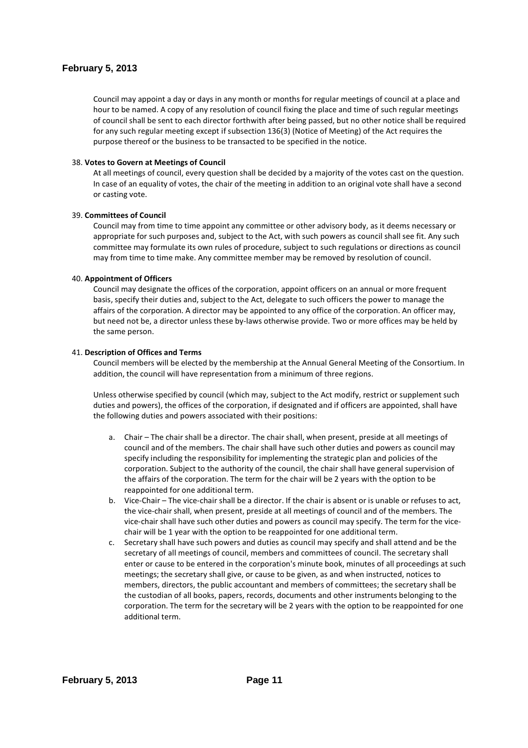Council may appoint a day or days in any month or months for regular meetings of council at a place and hour to be named. A copy of any resolution of council fixing the place and time of such regular meetings of council shall be sent to each director forthwith after being passed, but no other notice shall be required for any such regular meeting except if subsection 136(3) (Notice of Meeting) of the Act requires the purpose thereof or the business to be transacted to be specified in the notice.

38. **Votes to Govern at Meetings of Council**

At all meetings of council, every question shall be decided by a majority of the votes cast on the question. In case of an equality of votes, the chair of the meeting in addition to an original vote shall have a second or casting vote.

39. **Committees of Council**

Council may from time to time appoint any committee or other advisory body, as it deems necessary or appropriate for such purposes and, subject to the Act, with such powers as council shall see fit. Any such committee may formulate its own rules of procedure, subject to such regulations or directions as council may from time to time make. Any committee member may be removed by resolution of council.

40. **Appointment of Officers**

Council may designate the offices of the corporation, appoint officers on an annual or more frequent basis, specify their duties and, subject to the Act, delegate to such officers the power to manage the affairs of the corporation. A director may be appointed to any office of the corporation. An officer may, but need not be, a director unless these by-laws otherwise provide. Two or more offices may be held by the same person.

41. **Description of Offices and Terms**

Council members will be elected by the membership at the Annual General Meeting of the Consortium. In addition, the council will have representation from a minimum of three regions.

Unless otherwise specified by council (which may, subject to the Act modify, restrict or supplement such duties and powers), the offices of the corporation, if designated and if officers are appointed, shall have the following duties and powers associated with their positions:

a. Chair – The chair shall be a director. The chair shall, when present, preside at all meetings of council and of the members. The chair shall have such other duties and powers as council may specify including the responsibility for implementing the strategic plan and policies of the corporation. Subject to the authority of the council, the chair shall have general supervision of the affairs of the corporation. The term for the chair will be 2 years with the option to be reappointed for one additional term.
b. Vice-Chair – The vice-chair shall be a director. If the chair is absent or is unable or refuses to act, the vice-chair shall, when present, preside at all meetings of council and of the members. The vice-chair shall have such other duties and powers as council may specify. The term for the vice-chair will be 1 year with the option to be reappointed for one additional term.
c. Secretary shall have such powers and duties as council may specify and shall attend and be the secretary of all meetings of council, members and committees of council. The secretary shall enter or cause to be entered in the corporation's minute book, minutes of all proceedings at such meetings; the secretary shall give, or cause to be given, as and when instructed, notices to members, directors, the public accountant and members of committees; the secretary shall be the custodian of all books, papers, records, documents and other instruments belonging to the corporation. The term for the secretary will be 2 years with the option to be reappointed for one additional term.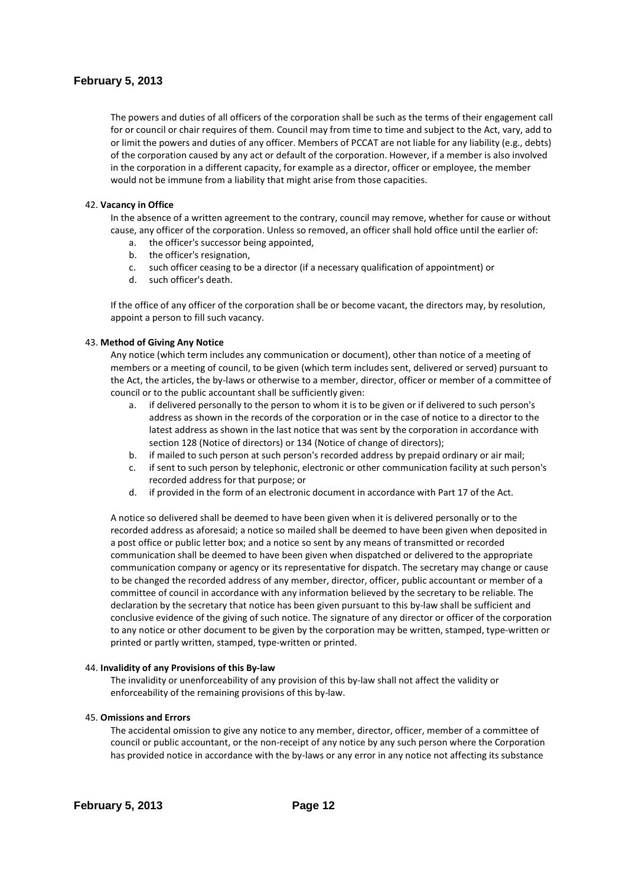The powers and duties of all officers of the corporation shall be such as the terms of their engagement call for or council or chair requires of them. Council may from time to time and subject to the Act, vary, add to or limit the powers and duties of any officer. Members of PCCAT are not liable for any liability (e.g., debts) of the corporation caused by any act or default of the corporation. However, if a member is also involved in the corporation in a different capacity, for example as a director, officer or employee, the member would not be immune from a liability that might arise from those capacities.

42. **Vacancy in Office**

In the absence of a written agreement to the contrary, council may remove, whether for cause or without cause, any officer of the corporation. Unless so removed, an officer shall hold office until the earlier of:

a. the officer's successor being appointed,
b. the officer's resignation,
c. such officer ceasing to be a director (if a necessary qualification of appointment) or
d. such officer's death.

If the office of any officer of the corporation shall be or become vacant, the directors may, by resolution, appoint a person to fill such vacancy.

43. **Method of Giving Any Notice**

Any notice (which term includes any communication or document), other than notice of a meeting of members or a meeting of council, to be given (which term includes sent, delivered or served) pursuant to the Act, the articles, the by-laws or otherwise to a member, director, officer or member of a committee of council or to the public accountant shall be sufficiently given:

a. if delivered personally to the person to whom it is to be given or if delivered to such person's address as shown in the records of the corporation or in the case of notice to a director to the latest address as shown in the last notice that was sent by the corporation in accordance with section 128 (Notice of directors) or 134 (Notice of change of directors);
b. if mailed to such person at such person's recorded address by prepaid ordinary or air mail;
c. if sent to such person by telephonic, electronic or other communication facility at such person's recorded address for that purpose; or
d. if provided in the form of an electronic document in accordance with Part 17 of the Act.

A notice so delivered shall be deemed to have been given when it is delivered personally or to the recorded address as aforesaid; a notice so mailed shall be deemed to have been given when deposited in a post office or public letter box; and a notice so sent by any means of transmitted or recorded communication shall be deemed to have been given when dispatched or delivered to the appropriate communication company or agency or its representative for dispatch. The secretary may change or cause to be changed the recorded address of any member, director, officer, public accountant or member of a committee of council in accordance with any information believed by the secretary to be reliable. The declaration by the secretary that notice has been given pursuant to this by-law shall be sufficient and conclusive evidence of the giving of such notice. The signature of any director or officer of the corporation to any notice or other document to be given by the corporation may be written, stamped, type-written or printed or partly written, stamped, type-written or printed.

44. **Invalidity of any Provisions of this By-law**

The invalidity or unenforceability of any provision of this by-law shall not affect the validity or enforceability of the remaining provisions of this by-law.

45. **Omissions and Errors**

The accidental omission to give any notice to any member, director, officer, member of a committee of council or public accountant, or the non-receipt of any notice by any such person where the Corporation has provided notice in accordance with the by-laws or any error in any notice not affecting its substance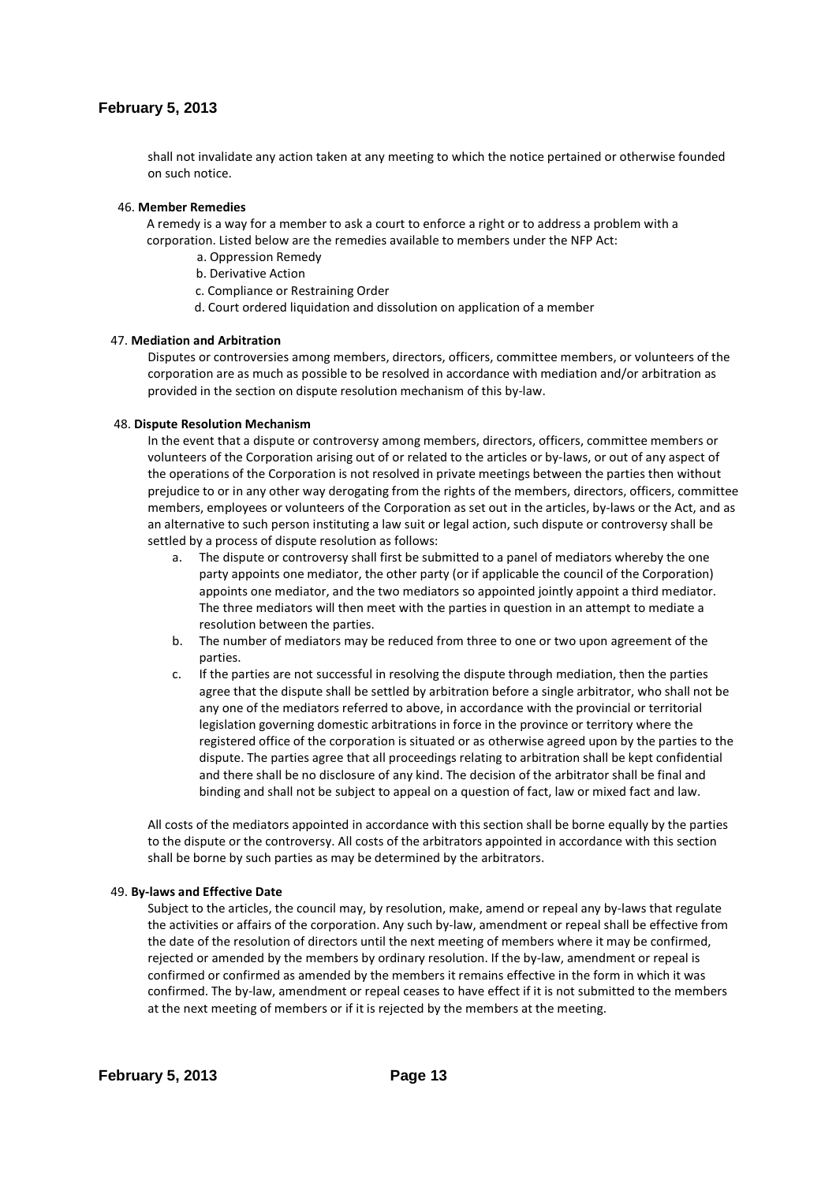shall not invalidate any action taken at any meeting to which the notice pertained or otherwise founded on such notice.

46. **Member Remedies**

A remedy is a way for a member to ask a court to enforce a right or to address a problem with a corporation. Listed below are the remedies available to members under the NFP Act:

a. Oppression Remedy
b. Derivative Action
c. Compliance or Restraining Order
d. Court ordered liquidation and dissolution on application of a member

47. **Mediation and Arbitration**

Disputes or controversies among members, directors, officers, committee members, or volunteers of the corporation are as much as possible to be resolved in accordance with mediation and/or arbitration as provided in the section on dispute resolution mechanism of this by-law.

48. **Dispute Resolution Mechanism**

In the event that a dispute or controversy among members, directors, officers, committee members or volunteers of the Corporation arising out of or related to the articles or by-laws, or out of any aspect of the operations of the Corporation is not resolved in private meetings between the parties then without prejudice to or in any other way derogating from the rights of the members, directors, officers, committee members, employees or volunteers of the Corporation as set out in the articles, by-laws or the Act, and as an alternative to such person instituting a law suit or legal action, such dispute or controversy shall be settled by a process of dispute resolution as follows:

a. The dispute or controversy shall first be submitted to a panel of mediators whereby the one party appoints one mediator, the other party (or if applicable the council of the Corporation) appoints one mediator, and the two mediators so appointed jointly appoint a third mediator. The three mediators will then meet with the parties in question in an attempt to mediate a resolution between the parties.
b. The number of mediators may be reduced from three to one or two upon agreement of the parties.
c. If the parties are not successful in resolving the dispute through mediation, then the parties agree that the dispute shall be settled by arbitration before a single arbitrator, who shall not be any one of the mediators referred to above, in accordance with the provincial or territorial legislation governing domestic arbitrations in force in the province or territory where the registered office of the corporation is situated or as otherwise agreed upon by the parties to the dispute. The parties agree that all proceedings relating to arbitration shall be kept confidential and there shall be no disclosure of any kind. The decision of the arbitrator shall be final and binding and shall not be subject to appeal on a question of fact, law or mixed fact and law.

All costs of the mediators appointed in accordance with this section shall be borne equally by the parties to the dispute or the controversy. All costs of the arbitrators appointed in accordance with this section shall be borne by such parties as may be determined by the arbitrators.

49. **By-laws and Effective Date**

Subject to the articles, the council may, by resolution, make, amend or repeal any by-laws that regulate the activities or affairs of the corporation. Any such by-law, amendment or repeal shall be effective from the date of the resolution of directors until the next meeting of members where it may be confirmed, rejected or amended by the members by ordinary resolution. If the by-law, amendment or repeal is confirmed or confirmed as amended by the members it remains effective in the form in which it was confirmed. The by-law, amendment or repeal ceases to have effect if it is not submitted to the members at the next meeting of members or if it is rejected by the members at the meeting.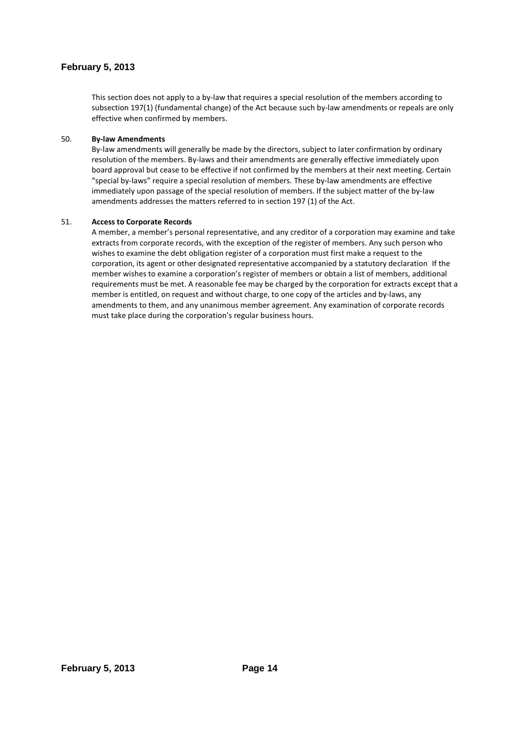This section does not apply to a by-law that requires a special resolution of the members according to subsection 197(1) (fundamental change) of the Act because such by-law amendments or repeals are only effective when confirmed by members.

50. **By-law Amendments**

By-law amendments will generally be made by the directors, subject to later confirmation by ordinary resolution of the members. By-laws and their amendments are generally effective immediately upon board approval but cease to be effective if not confirmed by the members at their next meeting. Certain "special by-laws" require a special resolution of members. These by-law amendments are effective immediately upon passage of the special resolution of members. If the subject matter of the by-law amendments addresses the matters referred to in section 197 (1) of the Act.

51. **Access to Corporate Records**

A member, a member's personal representative, and any creditor of a corporation may examine and take extracts from corporate records, with the exception of the register of members. Any such person who wishes to examine the debt obligation register of a corporation must first make a request to the corporation, its agent or other designated representative accompanied by a statutory declaration. If the member wishes to examine a corporation's register of members or obtain a list of members, additional requirements must be met. A reasonable fee may be charged by the corporation for extracts except that a member is entitled, on request and without charge, to one copy of the articles and by-laws, any amendments to them, and any unanimous member agreement. Any examination of corporate records must take place during the corporation's regular business hours.